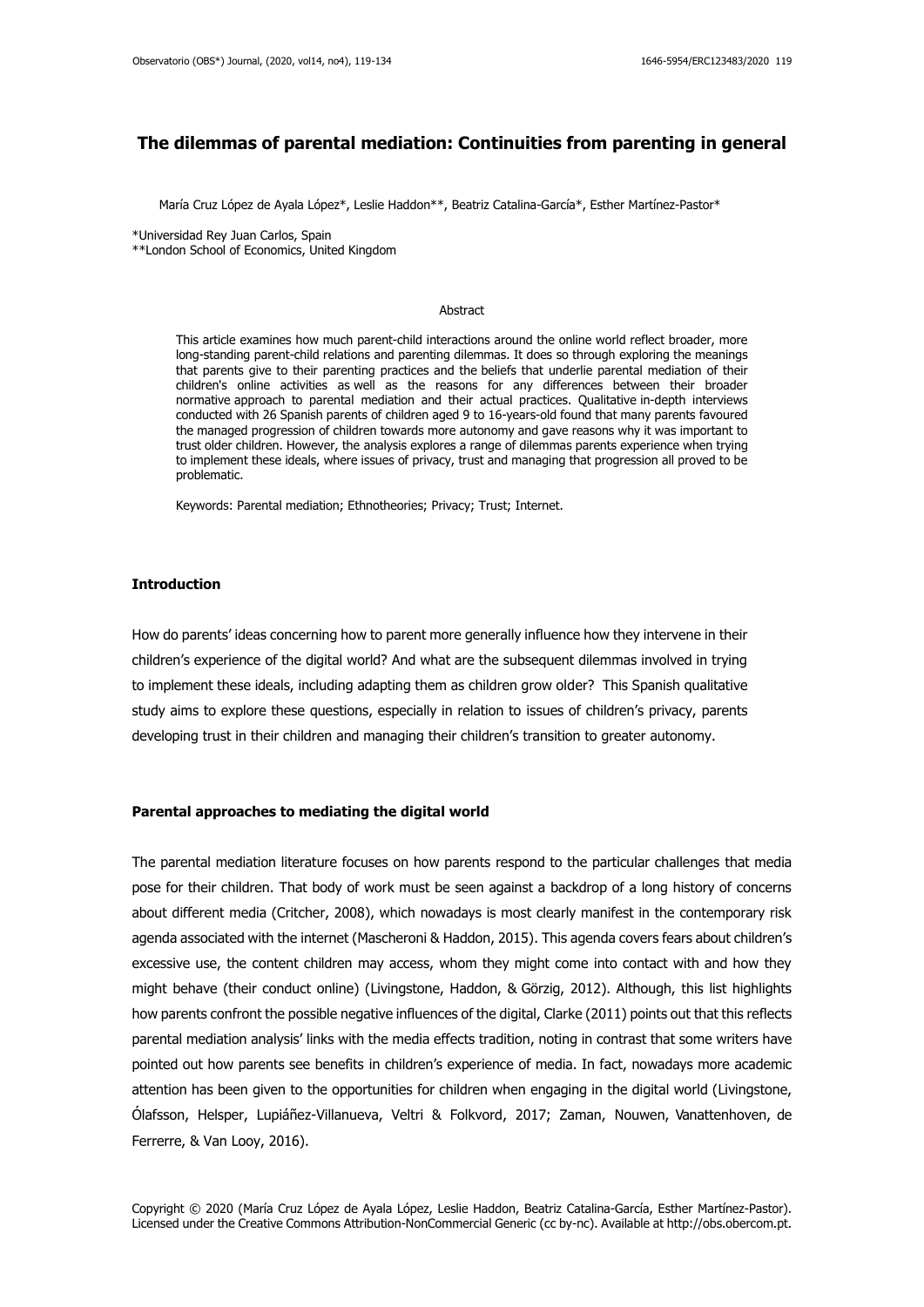# The dilemmas of parental mediation: Continuities from parenting in general

María Cruz López de Ayala López*, Leslie Haddon**, Beatriz Catalina-García*, Esther Martínez-Pastor*

*Universidad Rey Juan Carlos, Spain
**London School of Economics, United Kingdom

## Abstract

This article examines how much parent-child interactions around the online world reflect broader, more long-standing parent-child relations and parenting dilemmas. It does so through exploring the meanings that parents give to their parenting practices and the beliefs that underlie parental mediation of their children's online activities as well as the reasons for any differences between their broader normative approach to parental mediation and their actual practices. Qualitative in-depth interviews conducted with 26 Spanish parents of children aged 9 to 16-years-old found that many parents favoured the managed progression of children towards more autonomy and gave reasons why it was important to trust older children. However, the analysis explores a range of dilemmas parents experience when trying to implement these ideals, where issues of privacy, trust and managing that progression all proved to be problematic.

Keywords: Parental mediation; Ethnotheories; Privacy; Trust; Internet.

## Introduction

How do parents' ideas concerning how to parent more generally influence how they intervene in their children's experience of the digital world? And what are the subsequent dilemmas involved in trying to implement these ideals, including adapting them as children grow older? This Spanish qualitative study aims to explore these questions, especially in relation to issues of children's privacy, parents developing trust in their children and managing their children's transition to greater autonomy.

## Parental approaches to mediating the digital world

The parental mediation literature focuses on how parents respond to the particular challenges that media pose for their children. That body of work must be seen against a backdrop of a long history of concerns about different media (Critcher, 2008), which nowadays is most clearly manifest in the contemporary risk agenda associated with the internet (Mascheroni & Haddon, 2015). This agenda covers fears about children's excessive use, the content children may access, whom they might come into contact with and how they might behave (their conduct online) (Livingstone, Haddon, & Görzig, 2012). Although, this list highlights how parents confront the possible negative influences of the digital, Clarke (2011) points out that this reflects parental mediation analysis' links with the media effects tradition, noting in contrast that some writers have pointed out how parents see benefits in children's experience of media. In fact, nowadays more academic attention has been given to the opportunities for children when engaging in the digital world (Livingstone, Ólafsson, Helsper, Lupiáñez-Villanueva, Veltri & Folkvord, 2017; Zaman, Nouwen, Vanattenhoven, de Ferrerre, & Van Looy, 2016).

Copyright © 2020 (María Cruz López de Ayala López, Leslie Haddon, Beatriz Catalina-García, Esther Martínez-Pastor). Licensed under the Creative Commons Attribution-NonCommercial Generic (cc by-nc). Available at http://obs.obercom.pt.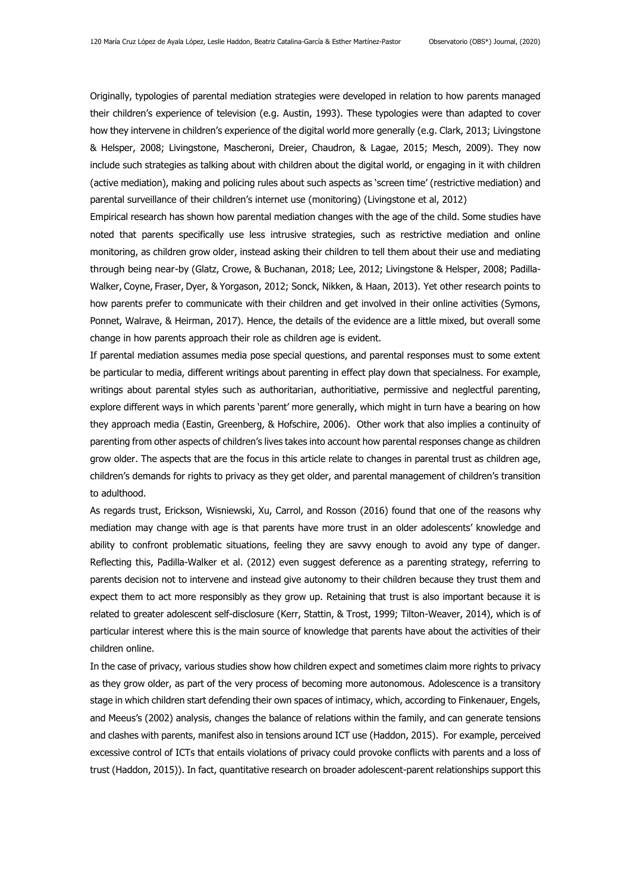Originally, typologies of parental mediation strategies were developed in relation to how parents managed their children's experience of television (e.g. Austin, 1993). These typologies were than adapted to cover how they intervene in children's experience of the digital world more generally (e.g. Clark, 2013; Livingstone & Helsper, 2008; Livingstone, Mascheroni, Dreier, Chaudron, & Lagae, 2015; Mesch, 2009). They now include such strategies as talking about with children about the digital world, or engaging in it with children (active mediation), making and policing rules about such aspects as 'screen time' (restrictive mediation) and parental surveillance of their children's internet use (monitoring) (Livingstone et al, 2012)

Empirical research has shown how parental mediation changes with the age of the child. Some studies have noted that parents specifically use less intrusive strategies, such as restrictive mediation and online monitoring, as children grow older, instead asking their children to tell them about their use and mediating through being near-by (Glatz, Crowe, & Buchanan, 2018; Lee, 2012; Livingstone & Helsper, 2008; Padilla-Walker, Coyne, Fraser, Dyer, & Yorgason, 2012; Sonck, Nikken, & Haan, 2013). Yet other research points to how parents prefer to communicate with their children and get involved in their online activities (Symons, Ponnet, Walrave, & Heirman, 2017). Hence, the details of the evidence are a little mixed, but overall some change in how parents approach their role as children age is evident.

If parental mediation assumes media pose special questions, and parental responses must to some extent be particular to media, different writings about parenting in effect play down that specialness. For example, writings about parental styles such as authoritarian, authoritiative, permissive and neglectful parenting, explore different ways in which parents 'parent' more generally, which might in turn have a bearing on how they approach media (Eastin, Greenberg, & Hofschire, 2006). Other work that also implies a continuity of parenting from other aspects of children's lives takes into account how parental responses change as children grow older. The aspects that are the focus in this article relate to changes in parental trust as children age, children's demands for rights to privacy as they get older, and parental management of children's transition to adulthood.

As regards trust, Erickson, Wisniewski, Xu, Carrol, and Rosson (2016) found that one of the reasons why mediation may change with age is that parents have more trust in an older adolescents' knowledge and ability to confront problematic situations, feeling they are savvy enough to avoid any type of danger. Reflecting this, Padilla-Walker et al. (2012) even suggest deference as a parenting strategy, referring to parents decision not to intervene and instead give autonomy to their children because they trust them and expect them to act more responsibly as they grow up. Retaining that trust is also important because it is related to greater adolescent self-disclosure (Kerr, Stattin, & Trost, 1999; Tilton-Weaver, 2014), which is of particular interest where this is the main source of knowledge that parents have about the activities of their children online.

In the case of privacy, various studies show how children expect and sometimes claim more rights to privacy as they grow older, as part of the very process of becoming more autonomous. Adolescence is a transitory stage in which children start defending their own spaces of intimacy, which, according to Finkenauer, Engels, and Meeus's (2002) analysis, changes the balance of relations within the family, and can generate tensions and clashes with parents, manifest also in tensions around ICT use (Haddon, 2015). For example, perceived excessive control of ICTs that entails violations of privacy could provoke conflicts with parents and a loss of trust (Haddon, 2015)). In fact, quantitative research on broader adolescent-parent relationships support this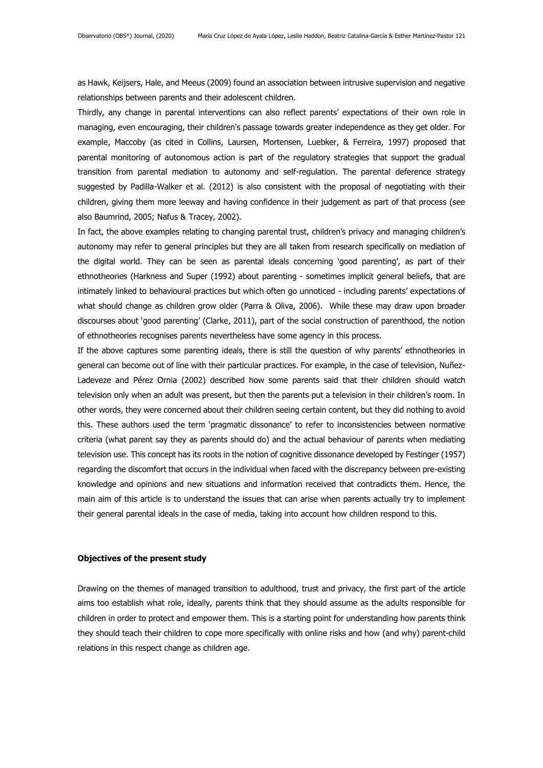as Hawk, Keijsers, Hale, and Meeus (2009) found an association between intrusive supervision and negative relationships between parents and their adolescent children.

Thirdly, any change in parental interventions can also reflect parents' expectations of their own role in managing, even encouraging, their children's passage towards greater independence as they get older. For example, Maccoby (as cited in Collins, Laursen, Mortensen, Luebker, & Ferreira, 1997) proposed that parental monitoring of autonomous action is part of the regulatory strategies that support the gradual transition from parental mediation to autonomy and self-regulation. The parental deference strategy suggested by Padilla-Walker et al. (2012) is also consistent with the proposal of negotiating with their children, giving them more leeway and having confidence in their judgement as part of that process (see also Baumrind, 2005; Nafus & Tracey, 2002).

In fact, the above examples relating to changing parental trust, children's privacy and managing children's autonomy may refer to general principles but they are all taken from research specifically on mediation of the digital world. They can be seen as parental ideals concerning 'good parenting', as part of their ethnotheories (Harkness and Super (1992) about parenting - sometimes implicit general beliefs, that are intimately linked to behavioural practices but which often go unnoticed - including parents' expectations of what should change as children grow older (Parra & Oliva, 2006). While these may draw upon broader discourses about 'good parenting' (Clarke, 2011), part of the social construction of parenthood, the notion of ethnotheories recognises parents nevertheless have some agency in this process.

If the above captures some parenting ideals, there is still the question of why parents' ethnotheories in general can become out of line with their particular practices. For example, in the case of television, Nuñez-Ladeveze and Pérez Ornia (2002) described how some parents said that their children should watch television only when an adult was present, but then the parents put a television in their children's room. In other words, they were concerned about their children seeing certain content, but they did nothing to avoid this. These authors used the term 'pragmatic dissonance' to refer to inconsistencies between normative criteria (what parent say they as parents should do) and the actual behaviour of parents when mediating television use. This concept has its roots in the notion of cognitive dissonance developed by Festinger (1957) regarding the discomfort that occurs in the individual when faced with the discrepancy between pre-existing knowledge and opinions and new situations and information received that contradicts them. Hence, the main aim of this article is to understand the issues that can arise when parents actually try to implement their general parental ideals in the case of media, taking into account how children respond to this.

## Objectives of the present study

Drawing on the themes of managed transition to adulthood, trust and privacy, the first part of the article aims too establish what role, ideally, parents think that they should assume as the adults responsible for children in order to protect and empower them. This is a starting point for understanding how parents think they should teach their children to cope more specifically with online risks and how (and why) parent-child relations in this respect change as children age.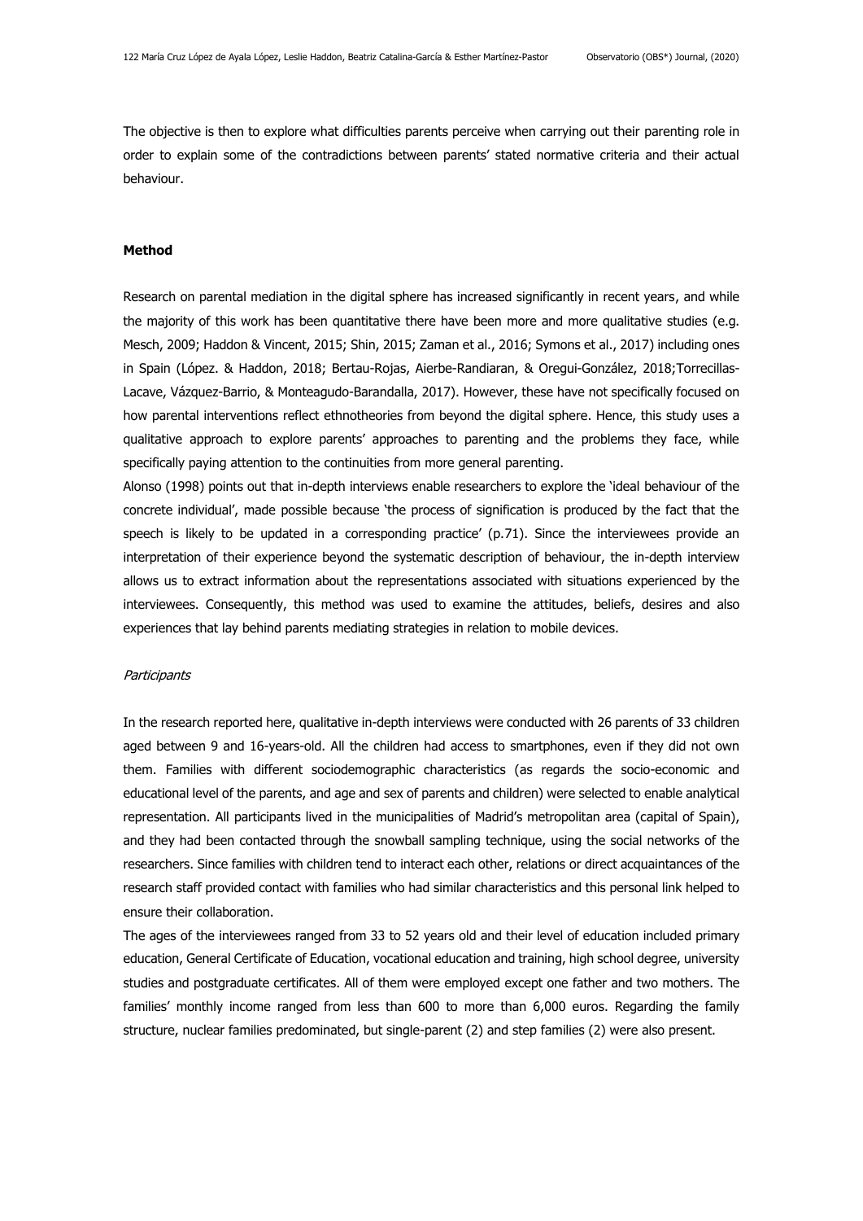The objective is then to explore what difficulties parents perceive when carrying out their parenting role in order to explain some of the contradictions between parents' stated normative criteria and their actual behaviour.

## Method

Research on parental mediation in the digital sphere has increased significantly in recent years, and while the majority of this work has been quantitative there have been more and more qualitative studies (e.g. Mesch, 2009; Haddon & Vincent, 2015; Shin, 2015; Zaman et al., 2016; Symons et al., 2017) including ones in Spain (López. & Haddon, 2018; Bertau-Rojas, Aierbe-Randiaran, & Oregui-González, 2018;Torrecillas-Lacave, Vázquez-Barrio, & Monteagudo-Barandalla, 2017). However, these have not specifically focused on how parental interventions reflect ethnotheories from beyond the digital sphere. Hence, this study uses a qualitative approach to explore parents' approaches to parenting and the problems they face, while specifically paying attention to the continuities from more general parenting.

Alonso (1998) points out that in-depth interviews enable researchers to explore the 'ideal behaviour of the concrete individual', made possible because 'the process of signification is produced by the fact that the speech is likely to be updated in a corresponding practice' (p.71). Since the interviewees provide an interpretation of their experience beyond the systematic description of behaviour, the in-depth interview allows us to extract information about the representations associated with situations experienced by the interviewees. Consequently, this method was used to examine the attitudes, beliefs, desires and also experiences that lay behind parents mediating strategies in relation to mobile devices.

### *Participants*

In the research reported here, qualitative in-depth interviews were conducted with 26 parents of 33 children aged between 9 and 16-years-old. All the children had access to smartphones, even if they did not own them. Families with different sociodemographic characteristics (as regards the socio-economic and educational level of the parents, and age and sex of parents and children) were selected to enable analytical representation. All participants lived in the municipalities of Madrid's metropolitan area (capital of Spain), and they had been contacted through the snowball sampling technique, using the social networks of the researchers. Since families with children tend to interact each other, relations or direct acquaintances of the research staff provided contact with families who had similar characteristics and this personal link helped to ensure their collaboration.

The ages of the interviewees ranged from 33 to 52 years old and their level of education included primary education, General Certificate of Education, vocational education and training, high school degree, university studies and postgraduate certificates. All of them were employed except one father and two mothers. The families' monthly income ranged from less than 600 to more than 6,000 euros. Regarding the family structure, nuclear families predominated, but single-parent (2) and step families (2) were also present.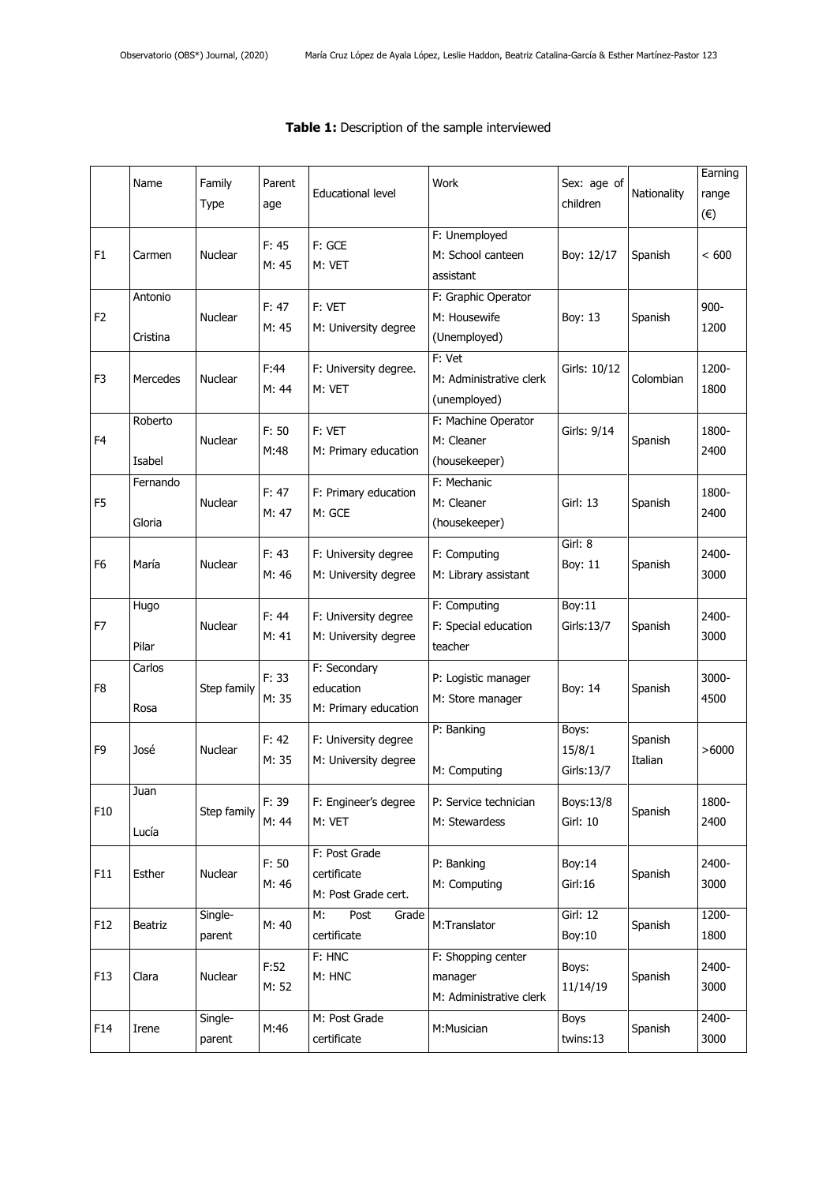**Table 1:** Description of the sample interviewed

| | Name | Family Type | Parent age | Educational level | Work | Sex: age of children | Nationality | Earning range (€) |
|---|---|---|---|---|---|---|---|---|
| F1 | Carmen | Nuclear | F: 45<br>M: 45 | F: GCE<br>M: VET | F: Unemployed<br>M: School canteen assistant | Boy: 12/17 | Spanish | < 600 |
| F2 | Antonio<br>Cristina | Nuclear | F: 47<br>M: 45 | F: VET<br>M: University degree | F: Graphic Operator<br>M: Housewife (Unemployed) | Boy: 13 | Spanish | 900-1200 |
| F3 | Mercedes | Nuclear | F:44<br>M: 44 | F: University degree.<br>M: VET | F: Vet<br>M: Administrative clerk (unemployed) | Girls: 10/12 | Colombian | 1200-1800 |
| F4 | Roberto<br>Isabel | Nuclear | F: 50<br>M:48 | F: VET<br>M: Primary education | F: Machine Operator<br>M: Cleaner (housekeeper) | Girls: 9/14 | Spanish | 1800-2400 |
| F5 | Fernando<br>Gloria | Nuclear | F: 47<br>M: 47 | F: Primary education<br>M: GCE | F: Mechanic<br>M: Cleaner (housekeeper) | Girl: 13 | Spanish | 1800-2400 |
| F6 | María | Nuclear | F: 43<br>M: 46 | F: University degree<br>M: University degree | F: Computing<br>M: Library assistant | Girl: 8<br>Boy: 11 | Spanish | 2400-3000 |
| F7 | Hugo<br>Pilar | Nuclear | F: 44<br>M: 41 | F: University degree<br>M: University degree | F: Computing<br>F: Special education teacher | Boy:11<br>Girls:13/7 | Spanish | 2400-3000 |
| F8 | Carlos<br>Rosa | Step family | F: 33<br>M: 35 | F: Secondary education<br>M: Primary education | P: Logistic manager<br>M: Store manager | Boy: 14 | Spanish | 3000-4500 |
| F9 | José | Nuclear | F: 42<br>M: 35 | F: University degree<br>M: University degree | P: Banking<br>M: Computing | Boys: 15/8/1<br>Girls:13/7 | Spanish<br>Italian | >6000 |
| F10 | Juan<br>Lucía | Step family | F: 39<br>M: 44 | F: Engineer's degree<br>M: VET | P: Service technician<br>M: Stewardess | Boys:13/8<br>Girl: 10 | Spanish | 1800-2400 |
| F11 | Esther | Nuclear | F: 50<br>M: 46 | F: Post Grade certificate<br>M: Post Grade cert. | P: Banking<br>M: Computing | Boy:14<br>Girl:16 | Spanish | 2400-3000 |
| F12 | Beatriz | Single-parent | M: 40 | M: Post Grade certificate | M:Translator | Girl: 12<br>Boy:10 | Spanish | 1200-1800 |
| F13 | Clara | Nuclear | F:52<br>M: 52 | F: HNC<br>M: HNC | F: Shopping center manager<br>M: Administrative clerk | Boys: 11/14/19 | Spanish | 2400-3000 |
| F14 | Irene | Single-parent | M:46 | M: Post Grade certificate | M:Musician | Boys twins:13 | Spanish | 2400-3000 |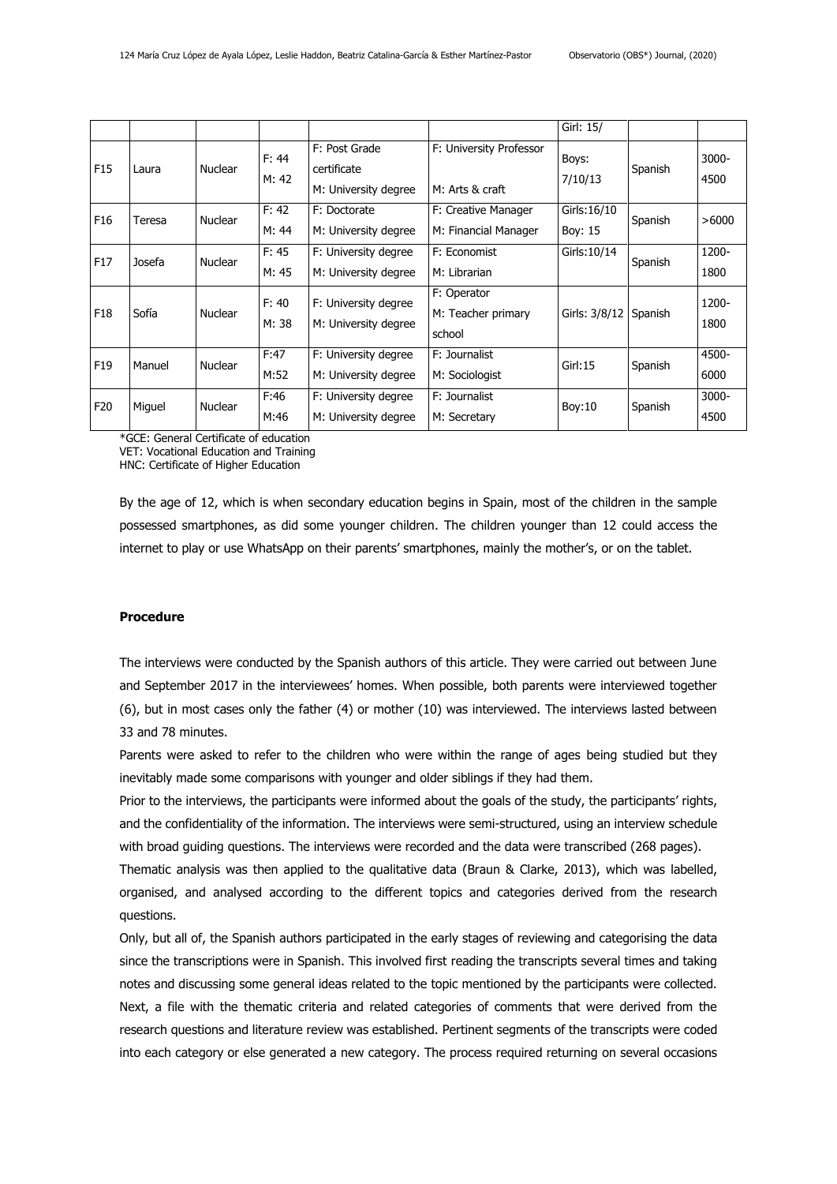| | | | | | | Girl: 15/ | | |
|---|---|---|---|---|---|---|---|---|
| F15 | Laura | Nuclear | F: 44<br>M: 42 | F: Post Grade certificate<br>M: University degree | F: University Professor<br>M: Arts & craft | Boys: 7/10/13 | Spanish | 3000-4500 |
| F16 | Teresa | Nuclear | F: 42<br>M: 44 | F: Doctorate<br>M: University degree | F: Creative Manager<br>M: Financial Manager | Girls:16/10<br>Boy: 15 | Spanish | >6000 |
| F17 | Josefa | Nuclear | F: 45<br>M: 45 | F: University degree<br>M: University degree | F: Economist<br>M: Librarian | Girls:10/14 | Spanish | 1200-1800 |
| F18 | Sofía | Nuclear | F: 40<br>M: 38 | F: University degree<br>M: University degree | F: Operator<br>M: Teacher primary school | Girls: 3/8/12 | Spanish | 1200-1800 |
| F19 | Manuel | Nuclear | F:47<br>M:52 | F: University degree<br>M: University degree | F: Journalist<br>M: Sociologist | Girl:15 | Spanish | 4500-6000 |
| F20 | Miguel | Nuclear | F:46<br>M:46 | F: University degree<br>M: University degree | F: Journalist<br>M: Secretary | Boy:10 | Spanish | 3000-4500 |

*GCE: General Certificate of education
VET: Vocational Education and Training
HNC: Certificate of Higher Education

By the age of 12, which is when secondary education begins in Spain, most of the children in the sample possessed smartphones, as did some younger children. The children younger than 12 could access the internet to play or use WhatsApp on their parents' smartphones, mainly the mother's, or on the tablet.

**Procedure**

The interviews were conducted by the Spanish authors of this article. They were carried out between June and September 2017 in the interviewees' homes. When possible, both parents were interviewed together (6), but in most cases only the father (4) or mother (10) was interviewed. The interviews lasted between 33 and 78 minutes.

Parents were asked to refer to the children who were within the range of ages being studied but they inevitably made some comparisons with younger and older siblings if they had them.

Prior to the interviews, the participants were informed about the goals of the study, the participants' rights, and the confidentiality of the information. The interviews were semi-structured, using an interview schedule with broad guiding questions. The interviews were recorded and the data were transcribed (268 pages).

Thematic analysis was then applied to the qualitative data (Braun & Clarke, 2013), which was labelled, organised, and analysed according to the different topics and categories derived from the research questions.

Only, but all of, the Spanish authors participated in the early stages of reviewing and categorising the data since the transcriptions were in Spanish. This involved first reading the transcripts several times and taking notes and discussing some general ideas related to the topic mentioned by the participants were collected. Next, a file with the thematic criteria and related categories of comments that were derived from the research questions and literature review was established. Pertinent segments of the transcripts were coded into each category or else generated a new category. The process required returning on several occasions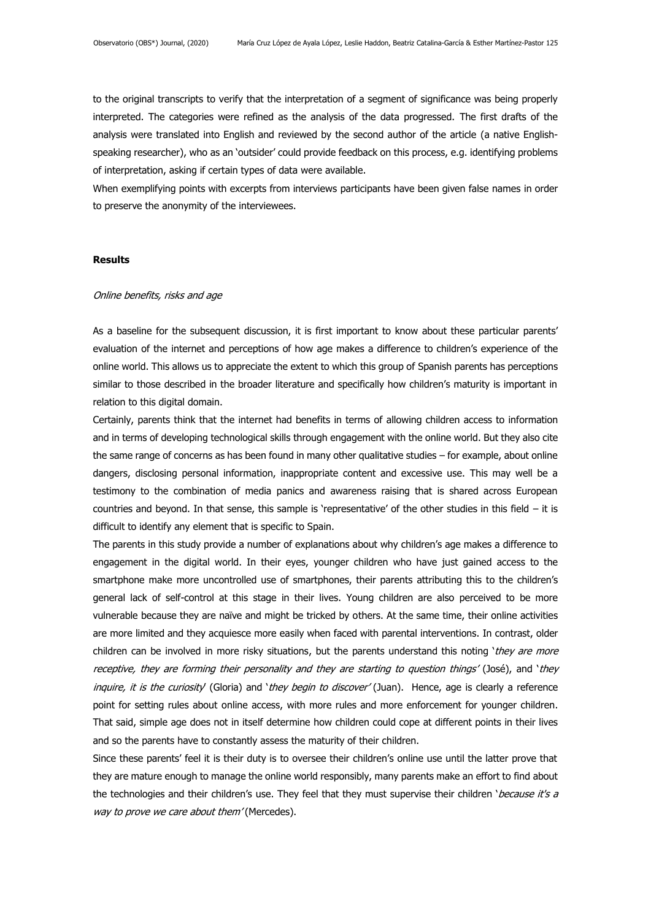to the original transcripts to verify that the interpretation of a segment of significance was being properly interpreted. The categories were refined as the analysis of the data progressed. The first drafts of the analysis were translated into English and reviewed by the second author of the article (a native English-speaking researcher), who as an 'outsider' could provide feedback on this process, e.g. identifying problems of interpretation, asking if certain types of data were available.

When exemplifying points with excerpts from interviews participants have been given false names in order to preserve the anonymity of the interviewees.

## Results

### *Online benefits, risks and age*

As a baseline for the subsequent discussion, it is first important to know about these particular parents' evaluation of the internet and perceptions of how age makes a difference to children's experience of the online world. This allows us to appreciate the extent to which this group of Spanish parents has perceptions similar to those described in the broader literature and specifically how children's maturity is important in relation to this digital domain.

Certainly, parents think that the internet had benefits in terms of allowing children access to information and in terms of developing technological skills through engagement with the online world. But they also cite the same range of concerns as has been found in many other qualitative studies – for example, about online dangers, disclosing personal information, inappropriate content and excessive use. This may well be a testimony to the combination of media panics and awareness raising that is shared across European countries and beyond. In that sense, this sample is 'representative' of the other studies in this field – it is difficult to identify any element that is specific to Spain.

The parents in this study provide a number of explanations about why children's age makes a difference to engagement in the digital world. In their eyes, younger children who have just gained access to the smartphone make more uncontrolled use of smartphones, their parents attributing this to the children's general lack of self-control at this stage in their lives. Young children are also perceived to be more vulnerable because they are naïve and might be tricked by others. At the same time, their online activities are more limited and they acquiesce more easily when faced with parental interventions. In contrast, older children can be involved in more risky situations, but the parents understand this noting '*they are more receptive, they are forming their personality and they are starting to question things'* (José), and '*they inquire, it is the curiosity*' (Gloria) and '*they begin to discover'* (Juan). Hence, age is clearly a reference point for setting rules about online access, with more rules and more enforcement for younger children. That said, simple age does not in itself determine how children could cope at different points in their lives and so the parents have to constantly assess the maturity of their children.

Since these parents' feel it is their duty is to oversee their children's online use until the latter prove that they are mature enough to manage the online world responsibly, many parents make an effort to find about the technologies and their children's use. They feel that they must supervise their children '*because it's a way to prove we care about them'* (Mercedes).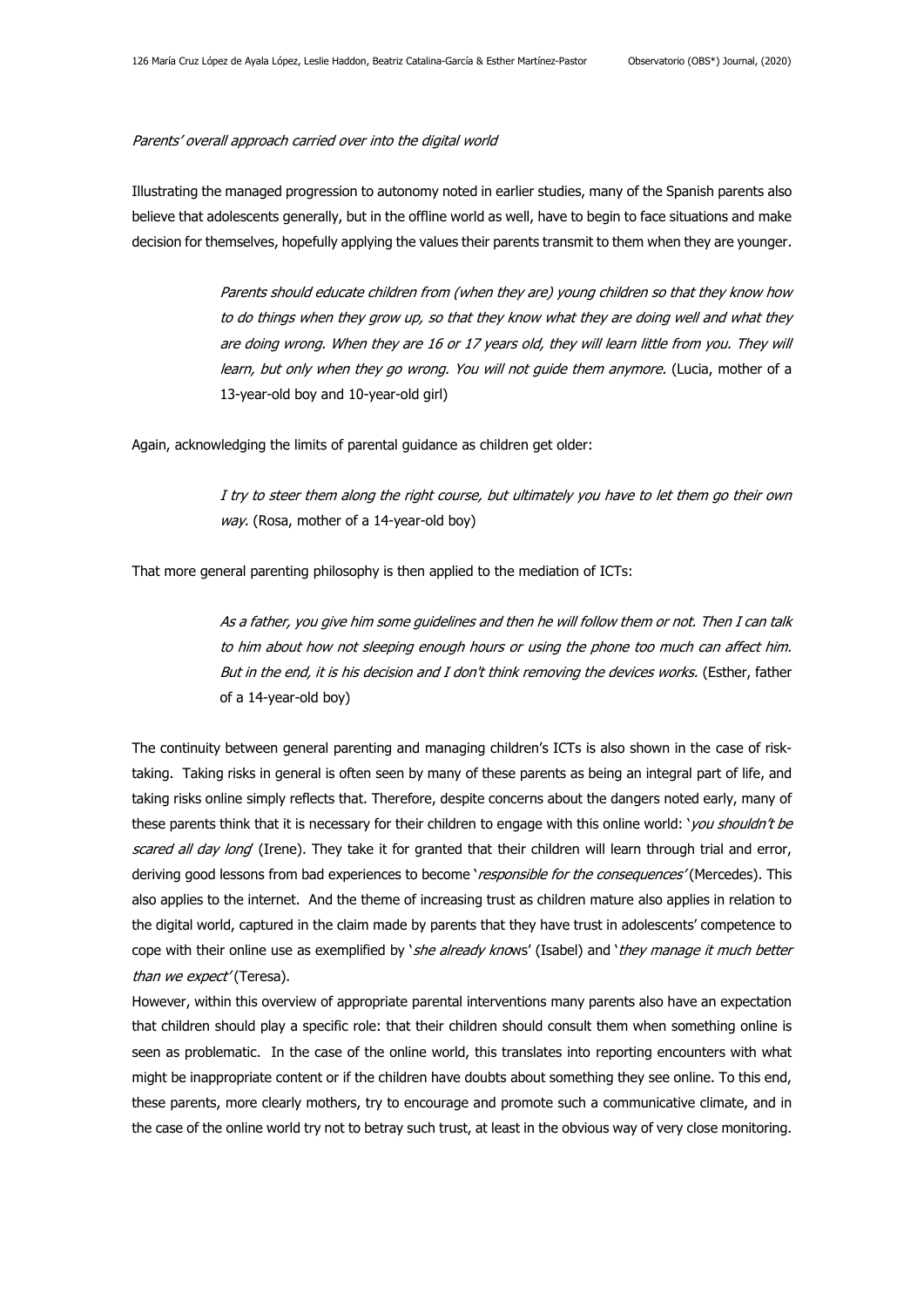*Parents' overall approach carried over into the digital world*

Illustrating the managed progression to autonomy noted in earlier studies, many of the Spanish parents also believe that adolescents generally, but in the offline world as well, have to begin to face situations and make decision for themselves, hopefully applying the values their parents transmit to them when they are younger.

> *Parents should educate children from (when they are) young children so that they know how to do things when they grow up, so that they know what they are doing well and what they are doing wrong. When they are 16 or 17 years old, they will learn little from you. They will learn, but only when they go wrong. You will not guide them anymore*. (Lucia, mother of a 13-year-old boy and 10-year-old girl)

Again, acknowledging the limits of parental guidance as children get older:

> *I try to steer them along the right course, but ultimately you have to let them go their own way*. (Rosa, mother of a 14-year-old boy)

That more general parenting philosophy is then applied to the mediation of ICTs:

> *As a father, you give him some guidelines and then he will follow them or not. Then I can talk to him about how not sleeping enough hours or using the phone too much can affect him. But in the end, it is his decision and I don't think removing the devices works.* (Esther, father of a 14-year-old boy)

The continuity between general parenting and managing children's ICTs is also shown in the case of risk-taking. Taking risks in general is often seen by many of these parents as being an integral part of life, and taking risks online simply reflects that. Therefore, despite concerns about the dangers noted early, many of these parents think that it is necessary for their children to engage with this online world: '*you shouldn't be scared all day long*' (Irene). They take it for granted that their children will learn through trial and error, deriving good lessons from bad experiences to become '*responsible for the consequences*' (Mercedes). This also applies to the internet. And the theme of increasing trust as children mature also applies in relation to the digital world, captured in the claim made by parents that they have trust in adolescents' competence to cope with their online use as exemplified by '*she already kno*ws' (Isabel) and '*they manage it much better than we expect*' (Teresa).

However, within this overview of appropriate parental interventions many parents also have an expectation that children should play a specific role: that their children should consult them when something online is seen as problematic. In the case of the online world, this translates into reporting encounters with what might be inappropriate content or if the children have doubts about something they see online. To this end, these parents, more clearly mothers, try to encourage and promote such a communicative climate, and in the case of the online world try not to betray such trust, at least in the obvious way of very close monitoring.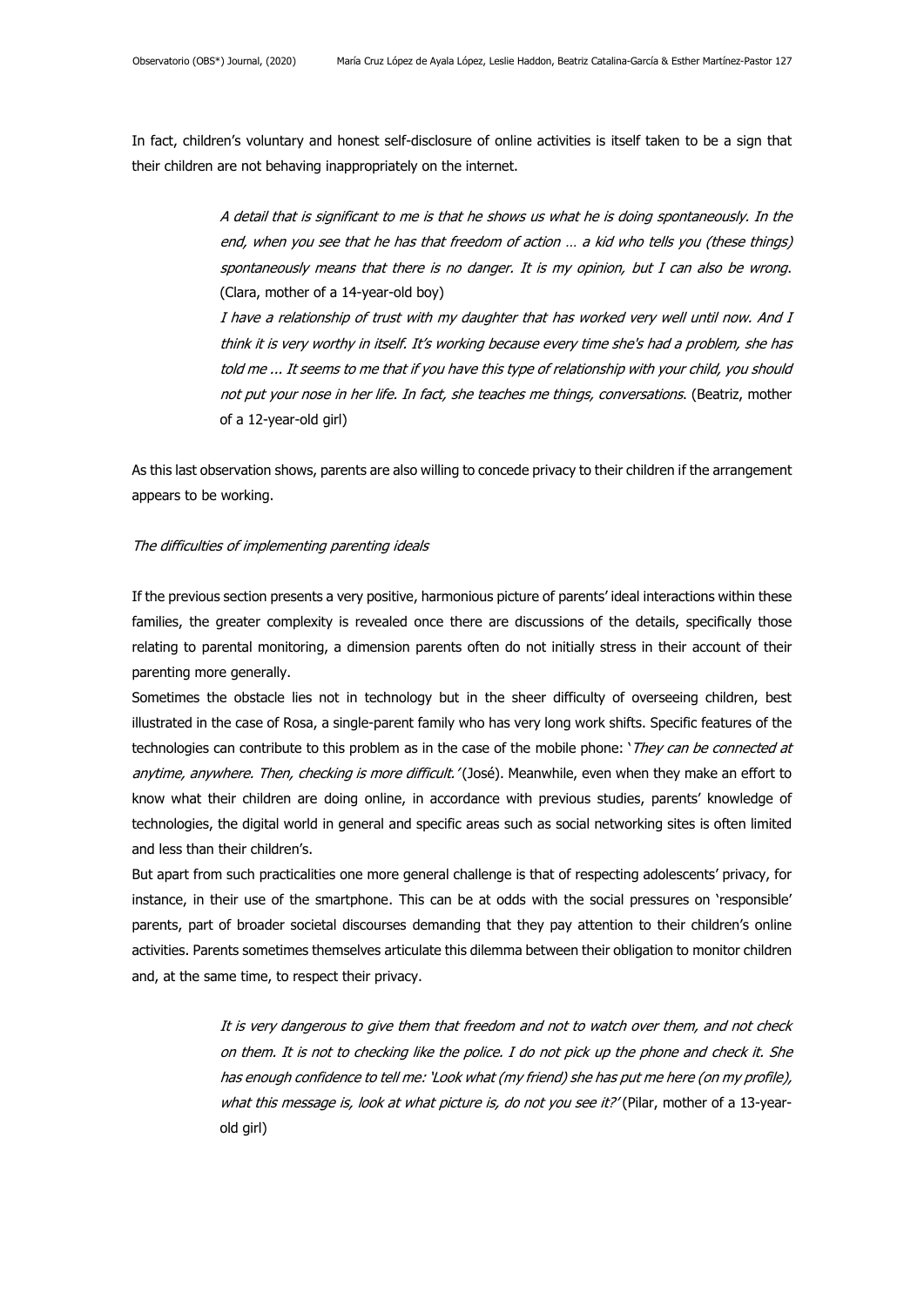In fact, children's voluntary and honest self-disclosure of online activities is itself taken to be a sign that their children are not behaving inappropriately on the internet.

> *A detail that is significant to me is that he shows us what he is doing spontaneously. In the end, when you see that he has that freedom of action … a kid who tells you (these things) spontaneously means that there is no danger. It is my opinion, but I can also be wrong.* (Clara, mother of a 14-year-old boy)
>
> *I have a relationship of trust with my daughter that has worked very well until now. And I think it is very worthy in itself. It's working because every time she's had a problem, she has told me ... It seems to me that if you have this type of relationship with your child, you should not put your nose in her life. In fact, she teaches me things, conversations.* (Beatriz, mother of a 12-year-old girl)

As this last observation shows, parents are also willing to concede privacy to their children if the arrangement appears to be working.

*The difficulties of implementing parenting ideals*

If the previous section presents a very positive, harmonious picture of parents' ideal interactions within these families, the greater complexity is revealed once there are discussions of the details, specifically those relating to parental monitoring, a dimension parents often do not initially stress in their account of their parenting more generally.

Sometimes the obstacle lies not in technology but in the sheer difficulty of overseeing children, best illustrated in the case of Rosa, a single-parent family who has very long work shifts. Specific features of the technologies can contribute to this problem as in the case of the mobile phone: '*They can be connected at anytime, anywhere. Then, checking is more difficult.*' (José). Meanwhile, even when they make an effort to know what their children are doing online, in accordance with previous studies, parents' knowledge of technologies, the digital world in general and specific areas such as social networking sites is often limited and less than their children's.

But apart from such practicalities one more general challenge is that of respecting adolescents' privacy, for instance, in their use of the smartphone. This can be at odds with the social pressures on 'responsible' parents, part of broader societal discourses demanding that they pay attention to their children's online activities. Parents sometimes themselves articulate this dilemma between their obligation to monitor children and, at the same time, to respect their privacy.

> *It is very dangerous to give them that freedom and not to watch over them, and not check on them. It is not to checking like the police. I do not pick up the phone and check it. She has enough confidence to tell me: 'Look what (my friend) she has put me here (on my profile), what this message is, look at what picture is, do not you see it?'* (Pilar, mother of a 13-year-old girl)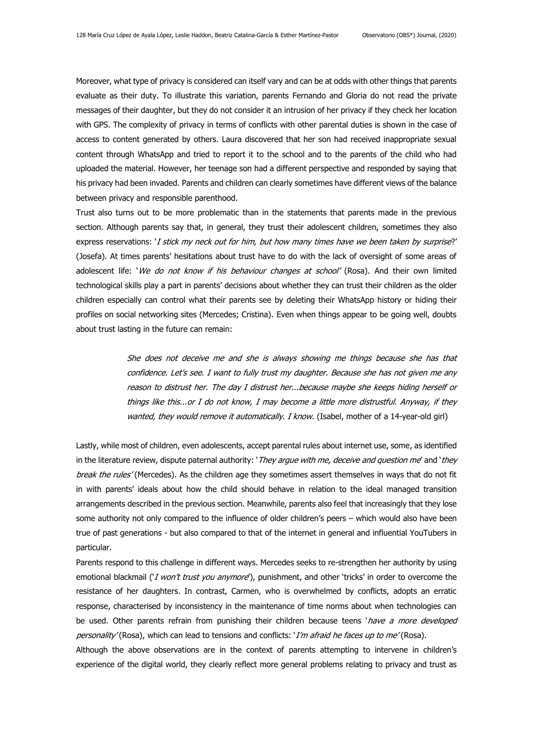Moreover, what type of privacy is considered can itself vary and can be at odds with other things that parents evaluate as their duty. To illustrate this variation, parents Fernando and Gloria do not read the private messages of their daughter, but they do not consider it an intrusion of her privacy if they check her location with GPS. The complexity of privacy in terms of conflicts with other parental duties is shown in the case of access to content generated by others. Laura discovered that her son had received inappropriate sexual content through WhatsApp and tried to report it to the school and to the parents of the child who had uploaded the material. However, her teenage son had a different perspective and responded by saying that his privacy had been invaded. Parents and children can clearly sometimes have different views of the balance between privacy and responsible parenthood.

Trust also turns out to be more problematic than in the statements that parents made in the previous section. Although parents say that, in general, they trust their adolescent children, sometimes they also express reservations: '*I stick my neck out for him, but how many times have we been taken by surprise*?' (Josefa). At times parents' hesitations about trust have to do with the lack of oversight of some areas of adolescent life: '*We do not know if his behaviour changes at school*' (Rosa). And their own limited technological skills play a part in parents' decisions about whether they can trust their children as the older children especially can control what their parents see by deleting their WhatsApp history or hiding their profiles on social networking sites (Mercedes; Cristina). Even when things appear to be going well, doubts about trust lasting in the future can remain:

> *She does not deceive me and she is always showing me things because she has that confidence. Let's see. I want to fully trust my daughter. Because she has not given me any reason to distrust her. The day I distrust her...because maybe she keeps hiding herself or things like this...or I do not know, I may become a little more distrustful. Anyway, if they wanted, they would remove it automatically. I know.* (Isabel, mother of a 14-year-old girl)

Lastly, while most of children, even adolescents, accept parental rules about internet use, some, as identified in the literature review, dispute paternal authority: '*They argue with me, deceive and question me*' and '*they break the rules*' (Mercedes). As the children age they sometimes assert themselves in ways that do not fit in with parents' ideals about how the child should behave in relation to the ideal managed transition arrangements described in the previous section. Meanwhile, parents also feel that increasingly that they lose some authority not only compared to the influence of older children's peers – which would also have been true of past generations - but also compared to that of the internet in general and influential YouTubers in particular.

Parents respond to this challenge in different ways. Mercedes seeks to re-strengthen her authority by using emotional blackmail ('*I won't trust you anymore*'), punishment, and other 'tricks' in order to overcome the resistance of her daughters. In contrast, Carmen, who is overwhelmed by conflicts, adopts an erratic response, characterised by inconsistency in the maintenance of time norms about when technologies can be used. Other parents refrain from punishing their children because teens '*have a more developed personality*' (Rosa), which can lead to tensions and conflicts: '*I'm afraid he faces up to me*' (Rosa).

Although the above observations are in the context of parents attempting to intervene in children's experience of the digital world, they clearly reflect more general problems relating to privacy and trust as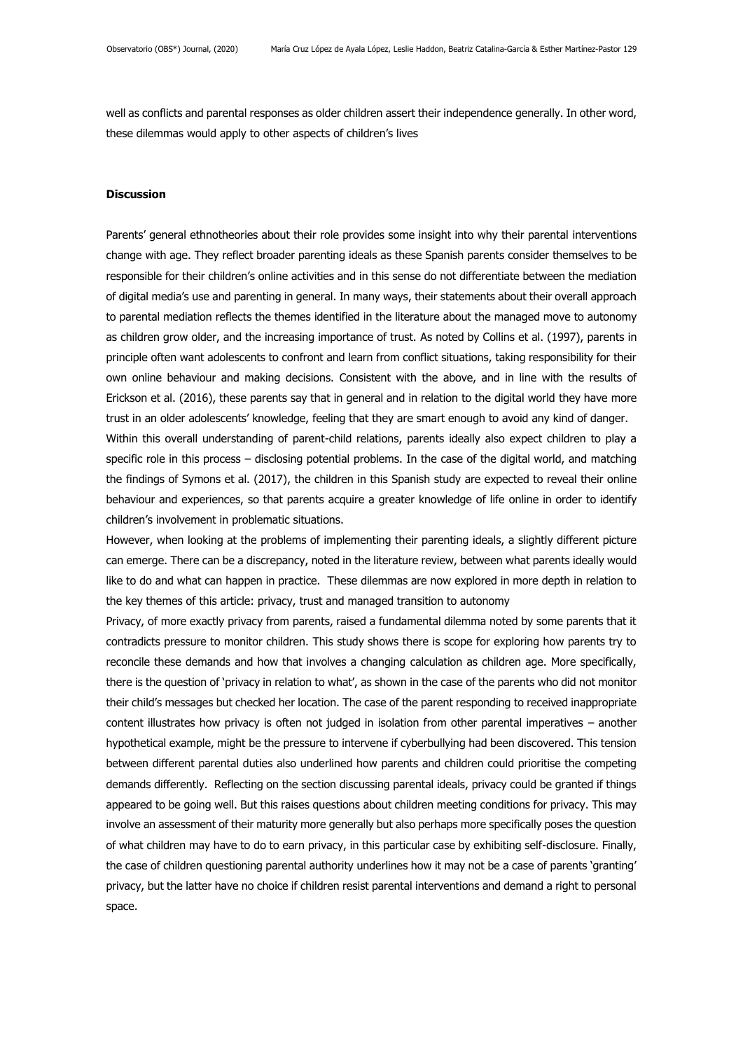well as conflicts and parental responses as older children assert their independence generally. In other word, these dilemmas would apply to other aspects of children's lives

**Discussion**

Parents' general ethnotheories about their role provides some insight into why their parental interventions change with age. They reflect broader parenting ideals as these Spanish parents consider themselves to be responsible for their children's online activities and in this sense do not differentiate between the mediation of digital media's use and parenting in general. In many ways, their statements about their overall approach to parental mediation reflects the themes identified in the literature about the managed move to autonomy as children grow older, and the increasing importance of trust. As noted by Collins et al. (1997), parents in principle often want adolescents to confront and learn from conflict situations, taking responsibility for their own online behaviour and making decisions. Consistent with the above, and in line with the results of Erickson et al. (2016), these parents say that in general and in relation to the digital world they have more trust in an older adolescents' knowledge, feeling that they are smart enough to avoid any kind of danger.

Within this overall understanding of parent-child relations, parents ideally also expect children to play a specific role in this process – disclosing potential problems. In the case of the digital world, and matching the findings of Symons et al. (2017), the children in this Spanish study are expected to reveal their online behaviour and experiences, so that parents acquire a greater knowledge of life online in order to identify children's involvement in problematic situations.

However, when looking at the problems of implementing their parenting ideals, a slightly different picture can emerge. There can be a discrepancy, noted in the literature review, between what parents ideally would like to do and what can happen in practice. These dilemmas are now explored in more depth in relation to the key themes of this article: privacy, trust and managed transition to autonomy

Privacy, of more exactly privacy from parents, raised a fundamental dilemma noted by some parents that it contradicts pressure to monitor children. This study shows there is scope for exploring how parents try to reconcile these demands and how that involves a changing calculation as children age. More specifically, there is the question of 'privacy in relation to what', as shown in the case of the parents who did not monitor their child's messages but checked her location. The case of the parent responding to received inappropriate content illustrates how privacy is often not judged in isolation from other parental imperatives – another hypothetical example, might be the pressure to intervene if cyberbullying had been discovered. This tension between different parental duties also underlined how parents and children could prioritise the competing demands differently. Reflecting on the section discussing parental ideals, privacy could be granted if things appeared to be going well. But this raises questions about children meeting conditions for privacy. This may involve an assessment of their maturity more generally but also perhaps more specifically poses the question of what children may have to do to earn privacy, in this particular case by exhibiting self-disclosure. Finally, the case of children questioning parental authority underlines how it may not be a case of parents 'granting' privacy, but the latter have no choice if children resist parental interventions and demand a right to personal space.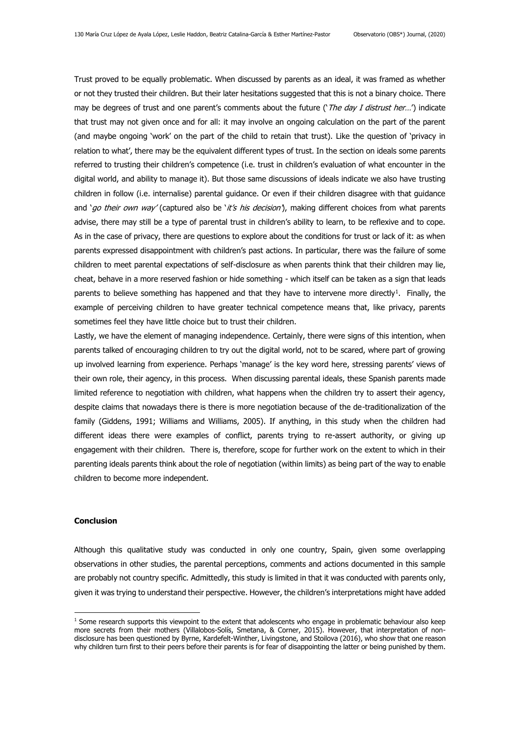Trust proved to be equally problematic. When discussed by parents as an ideal, it was framed as whether or not they trusted their children. But their later hesitations suggested that this is not a binary choice. There may be degrees of trust and one parent's comments about the future ('*The day I distrust her…*') indicate that trust may not given once and for all: it may involve an ongoing calculation on the part of the parent (and maybe ongoing 'work' on the part of the child to retain that trust). Like the question of 'privacy in relation to what', there may be the equivalent different types of trust. In the section on ideals some parents referred to trusting their children's competence (i.e. trust in children's evaluation of what encounter in the digital world, and ability to manage it). But those same discussions of ideals indicate we also have trusting children in follow (i.e. internalise) parental guidance. Or even if their children disagree with that guidance and '*go their own way'* (captured also be '*it's his decision*'), making different choices from what parents advise, there may still be a type of parental trust in children's ability to learn, to be reflexive and to cope. As in the case of privacy, there are questions to explore about the conditions for trust or lack of it: as when parents expressed disappointment with children's past actions. In particular, there was the failure of some children to meet parental expectations of self-disclosure as when parents think that their children may lie, cheat, behave in a more reserved fashion or hide something - which itself can be taken as a sign that leads parents to believe something has happened and that they have to intervene more directly[1]. Finally, the example of perceiving children to have greater technical competence means that, like privacy, parents sometimes feel they have little choice but to trust their children.

Lastly, we have the element of managing independence. Certainly, there were signs of this intention, when parents talked of encouraging children to try out the digital world, not to be scared, where part of growing up involved learning from experience. Perhaps 'manage' is the key word here, stressing parents' views of their own role, their agency, in this process. When discussing parental ideals, these Spanish parents made limited reference to negotiation with children, what happens when the children try to assert their agency, despite claims that nowadays there is there is more negotiation because of the de-traditionalization of the family (Giddens, 1991; Williams and Williams, 2005). If anything, in this study when the children had different ideas there were examples of conflict, parents trying to re-assert authority, or giving up engagement with their children. There is, therefore, scope for further work on the extent to which in their parenting ideals parents think about the role of negotiation (within limits) as being part of the way to enable children to become more independent.

## Conclusion

Although this qualitative study was conducted in only one country, Spain, given some overlapping observations in other studies, the parental perceptions, comments and actions documented in this sample are probably not country specific. Admittedly, this study is limited in that it was conducted with parents only, given it was trying to understand their perspective. However, the children's interpretations might have added

[1] Some research supports this viewpoint to the extent that adolescents who engage in problematic behaviour also keep more secrets from their mothers (Villalobos-Solís, Smetana, & Corner, 2015). However, that interpretation of non-disclosure has been questioned by Byrne, Kardefelt-Winther, Livingstone, and Stoilova (2016), who show that one reason why children turn first to their peers before their parents is for fear of disappointing the latter or being punished by them.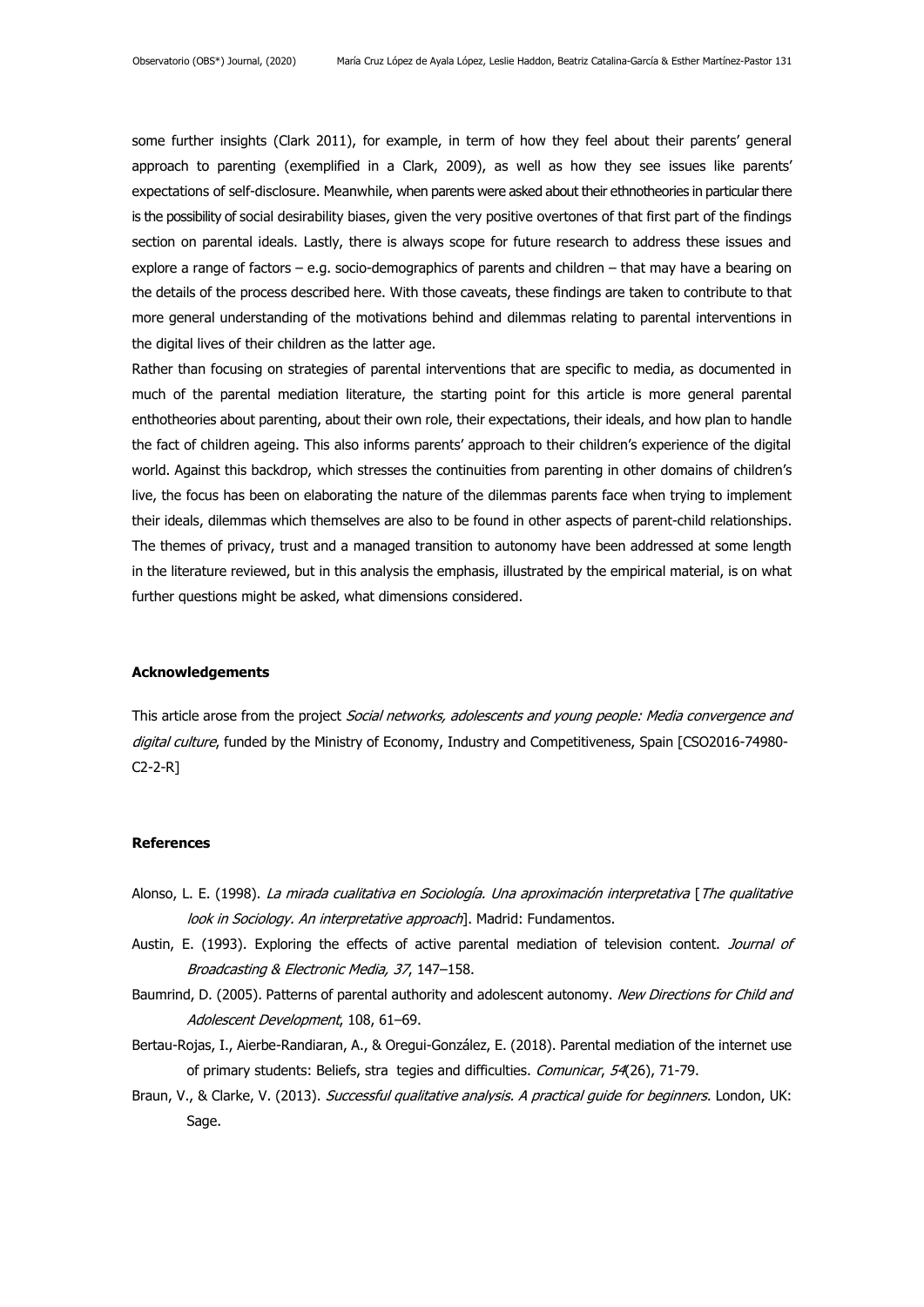some further insights (Clark 2011), for example, in term of how they feel about their parents' general approach to parenting (exemplified in a Clark, 2009), as well as how they see issues like parents' expectations of self-disclosure. Meanwhile, when parents were asked about their ethnotheories in particular there is the possibility of social desirability biases, given the very positive overtones of that first part of the findings section on parental ideals. Lastly, there is always scope for future research to address these issues and explore a range of factors – e.g. socio-demographics of parents and children – that may have a bearing on the details of the process described here. With those caveats, these findings are taken to contribute to that more general understanding of the motivations behind and dilemmas relating to parental interventions in the digital lives of their children as the latter age.

Rather than focusing on strategies of parental interventions that are specific to media, as documented in much of the parental mediation literature, the starting point for this article is more general parental enthotheories about parenting, about their own role, their expectations, their ideals, and how plan to handle the fact of children ageing. This also informs parents' approach to their children's experience of the digital world. Against this backdrop, which stresses the continuities from parenting in other domains of children's live, the focus has been on elaborating the nature of the dilemmas parents face when trying to implement their ideals, dilemmas which themselves are also to be found in other aspects of parent-child relationships. The themes of privacy, trust and a managed transition to autonomy have been addressed at some length in the literature reviewed, but in this analysis the emphasis, illustrated by the empirical material, is on what further questions might be asked, what dimensions considered.

**Acknowledgements**

This article arose from the project *Social networks, adolescents and young people: Media convergence and digital culture*, funded by the Ministry of Economy, Industry and Competitiveness, Spain [CSO2016-74980-C2-2-R]

**References**

Alonso, L. E. (1998). *La mirada cualitativa en Sociología. Una aproximación interpretativa* [*The qualitative look in Sociology. An interpretative approach*]. Madrid: Fundamentos.

Austin, E. (1993). Exploring the effects of active parental mediation of television content. *Journal of Broadcasting & Electronic Media, 37*, 147–158.

Baumrind, D. (2005). Patterns of parental authority and adolescent autonomy. *New Directions for Child and Adolescent Development*, 108, 61–69.

Bertau-Rojas, I., Aierbe-Randiaran, A., & Oregui-González, E. (2018). Parental mediation of the internet use of primary students: Beliefs, stra tegies and difficulties. *Comunicar*, *54*(26), 71-79.

Braun, V., & Clarke, V. (2013). *Successful qualitative analysis. A practical guide for beginners.* London, UK: Sage.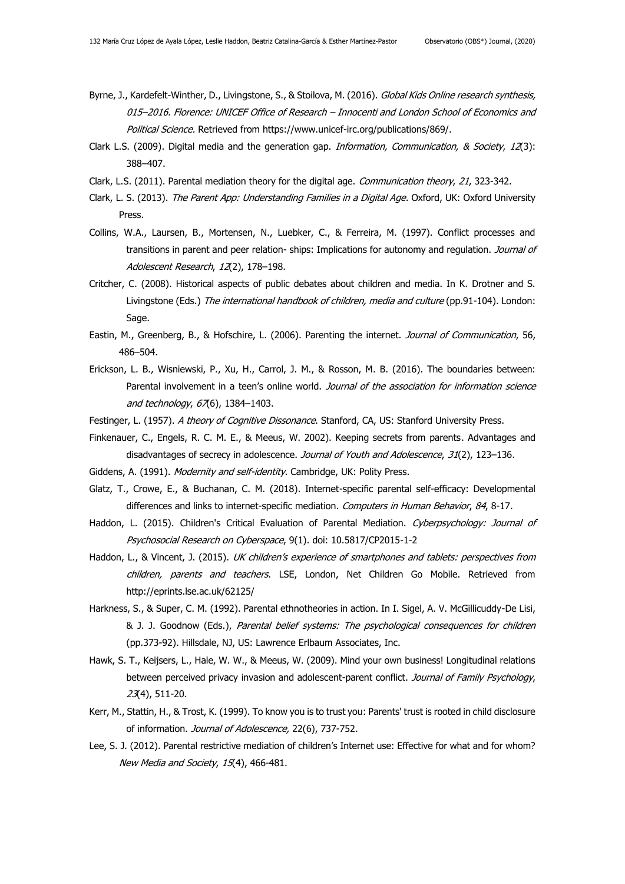Byrne, J., Kardefelt-Winther, D., Livingstone, S., & Stoilova, M. (2016). *Global Kids Online research synthesis, 015–2016. Florence: UNICEF Office of Research – Innocenti and London School of Economics and Political Science.* Retrieved from https://www.unicef-irc.org/publications/869/.

Clark L.S. (2009). Digital media and the generation gap. *Information, Communication, & Society*, *12*(3): 388–407.

Clark, L.S. (2011). Parental mediation theory for the digital age. *Communication theory*, *21*, 323-342.

Clark, L. S. (2013). *The Parent App: Understanding Families in a Digital Age*. Oxford, UK: Oxford University Press.

Collins, W.A., Laursen, B., Mortensen, N., Luebker, C., & Ferreira, M. (1997). Conflict processes and transitions in parent and peer relation- ships: Implications for autonomy and regulation. *Journal of Adolescent Research*, *12*(2), 178–198.

Critcher, C. (2008). Historical aspects of public debates about children and media. In K. Drotner and S. Livingstone (Eds.) *The international handbook of children, media and culture* (pp.91-104). London: Sage.

Eastin, M., Greenberg, B., & Hofschire, L. (2006). Parenting the internet. *Journal of Communication*, 56, 486–504.

Erickson, L. B., Wisniewski, P., Xu, H., Carrol, J. M., & Rosson, M. B. (2016). The boundaries between: Parental involvement in a teen's online world. *Journal of the association for information science and technology*, *67*(6), 1384–1403.

Festinger, L. (1957). *A theory of Cognitive Dissonance*. Stanford, CA, US: Stanford University Press.

Finkenauer, C., Engels, R. C. M. E., & Meeus, W. 2002). Keeping secrets from parents. Advantages and disadvantages of secrecy in adolescence. *Journal of Youth and Adolescence*, *31*(2), 123–136.

Giddens, A. (1991). *Modernity and self-identity*. Cambridge, UK: Polity Press.

Glatz, T., Crowe, E., & Buchanan, C. M. (2018). Internet-specific parental self-efficacy: Developmental differences and links to internet-specific mediation. *Computers in Human Behavior*, *84*, 8-17.

Haddon, L. (2015). Children's Critical Evaluation of Parental Mediation. *Cyberpsychology: Journal of Psychosocial Research on Cyberspace*, 9(1). doi: 10.5817/CP2015-1-2

Haddon, L., & Vincent, J. (2015). *UK children's experience of smartphones and tablets: perspectives from children, parents and teachers*. LSE, London, Net Children Go Mobile. Retrieved from http://eprints.lse.ac.uk/62125/

Harkness, S., & Super, C. M. (1992). Parental ethnotheories in action. In I. Sigel, A. V. McGillicuddy-De Lisi, & J. J. Goodnow (Eds.), *Parental belief systems: The psychological consequences for children* (pp.373-92). Hillsdale, NJ, US: Lawrence Erlbaum Associates, Inc.

Hawk, S. T., Keijsers, L., Hale, W. W., & Meeus, W. (2009). Mind your own business! Longitudinal relations between perceived privacy invasion and adolescent-parent conflict. *Journal of Family Psychology*, *23*(4), 511-20.

Kerr, M., Stattin, H., & Trost, K. (1999). To know you is to trust you: Parents' trust is rooted in child disclosure of information. *Journal of Adolescence,* 22(6), 737-752.

Lee, S. J. (2012). Parental restrictive mediation of children's Internet use: Effective for what and for whom? *New Media and Society*, *15*(4), 466-481.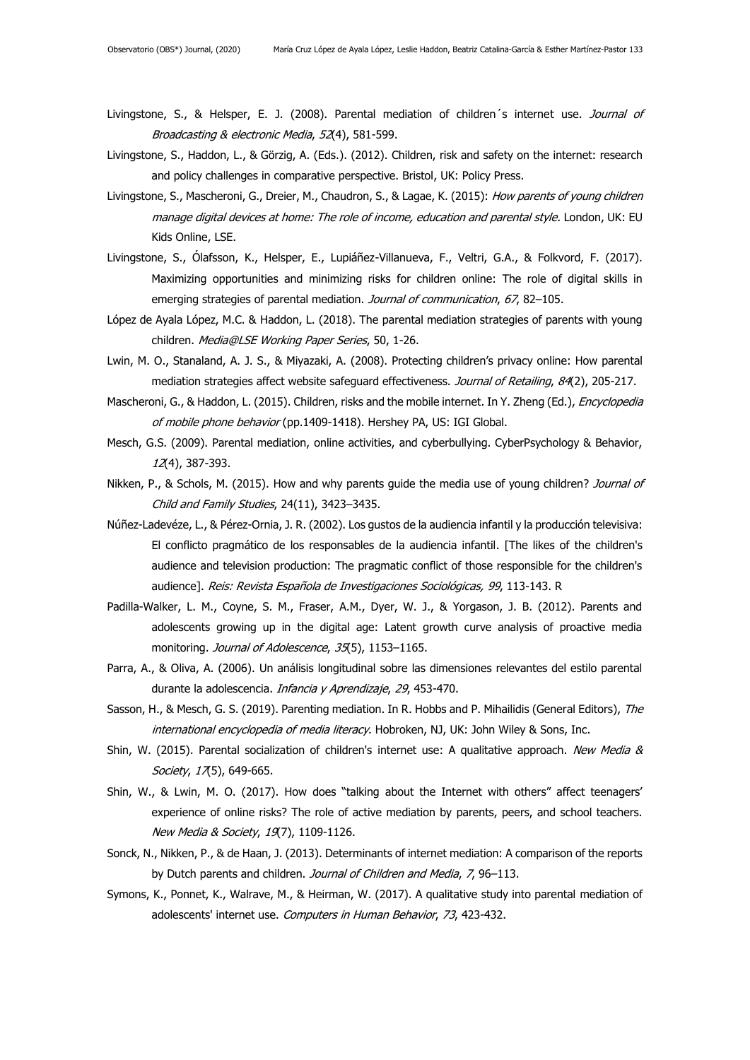Livingstone, S., & Helsper, E. J. (2008). Parental mediation of children´s internet use. *Journal of Broadcasting & electronic Media*, *52*(4), 581-599.

Livingstone, S., Haddon, L., & Görzig, A. (Eds.). (2012). Children, risk and safety on the internet: research and policy challenges in comparative perspective. Bristol, UK: Policy Press.

Livingstone, S., Mascheroni, G., Dreier, M., Chaudron, S., & Lagae, K. (2015): *How parents of young children manage digital devices at home: The role of income, education and parental style*. London, UK: EU Kids Online, LSE.

Livingstone, S., Ólafsson, K., Helsper, E., Lupiáñez-Villanueva, F., Veltri, G.A., & Folkvord, F. (2017). Maximizing opportunities and minimizing risks for children online: The role of digital skills in emerging strategies of parental mediation. *Journal of communication*, *67*, 82–105.

López de Ayala López, M.C. & Haddon, L. (2018). The parental mediation strategies of parents with young children. *Media@LSE Working Paper Series*, 50, 1-26.

Lwin, M. O., Stanaland, A. J. S., & Miyazaki, A. (2008). Protecting children's privacy online: How parental mediation strategies affect website safeguard effectiveness. *Journal of Retailing*, *84*(2), 205-217.

Mascheroni, G., & Haddon, L. (2015). Children, risks and the mobile internet. In Y. Zheng (Ed.), *Encyclopedia of mobile phone behavior* (pp.1409-1418). Hershey PA, US: IGI Global.

Mesch, G.S. (2009). Parental mediation, online activities, and cyberbullying. CyberPsychology & Behavior, *12*(4), 387-393.

Nikken, P., & Schols, M. (2015). How and why parents guide the media use of young children? *Journal of Child and Family Studies*, 24(11), 3423–3435.

Núñez-Ladevéze, L., & Pérez-Ornia, J. R. (2002). Los gustos de la audiencia infantil y la producción televisiva: El conflicto pragmático de los responsables de la audiencia infantil. [The likes of the children's audience and television production: The pragmatic conflict of those responsible for the children's audience]. *Reis: Revista Española de Investigaciones Sociológicas, 99*, 113-143. R

Padilla-Walker, L. M., Coyne, S. M., Fraser, A.M., Dyer, W. J., & Yorgason, J. B. (2012). Parents and adolescents growing up in the digital age: Latent growth curve analysis of proactive media monitoring. *Journal of Adolescence*, *35*(5), 1153–1165.

Parra, A., & Oliva, A. (2006). Un análisis longitudinal sobre las dimensiones relevantes del estilo parental durante la adolescencia. *Infancia y Aprendizaje*, *29*, 453-470.

Sasson, H., & Mesch, G. S. (2019). Parenting mediation. In R. Hobbs and P. Mihailidis (General Editors), *The international encyclopedia of media literacy*. Hobroken, NJ, UK: John Wiley & Sons, Inc.

Shin, W. (2015). Parental socialization of children's internet use: A qualitative approach. *New Media & Society*, *17*(5), 649-665.

Shin, W., & Lwin, M. O. (2017). How does "talking about the Internet with others" affect teenagers' experience of online risks? The role of active mediation by parents, peers, and school teachers. *New Media & Society*, *19*(7), 1109-1126.

Sonck, N., Nikken, P., & de Haan, J. (2013). Determinants of internet mediation: A comparison of the reports by Dutch parents and children. *Journal of Children and Media*, *7*, 96–113.

Symons, K., Ponnet, K., Walrave, M., & Heirman, W. (2017). A qualitative study into parental mediation of adolescents' internet use. *Computers in Human Behavior*, *73*, 423-432.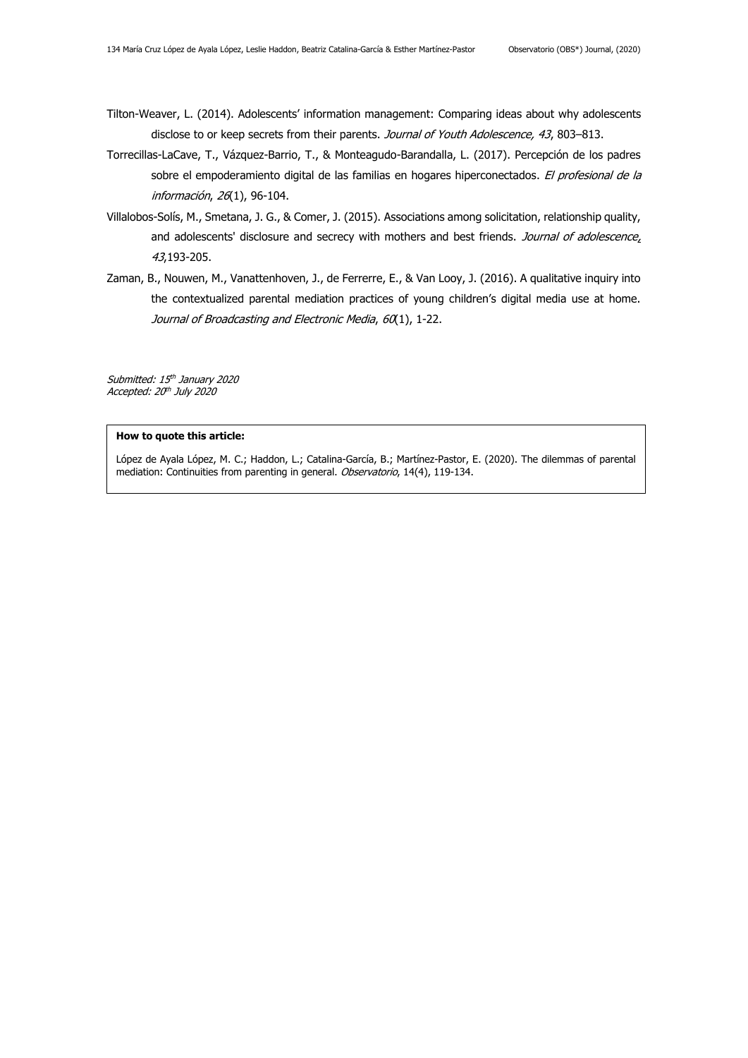Tilton-Weaver, L. (2014). Adolescents' information management: Comparing ideas about why adolescents disclose to or keep secrets from their parents. *Journal of Youth Adolescence, 43*, 803–813.

Torrecillas-LaCave, T., Vázquez-Barrio, T., & Monteagudo-Barandalla, L. (2017). Percepción de los padres sobre el empoderamiento digital de las familias en hogares hiperconectados. *El profesional de la información*, *26*(1), 96-104.

Villalobos-Solís, M., Smetana, J. G., & Comer, J. (2015). Associations among solicitation, relationship quality, and adolescents' disclosure and secrecy with mothers and best friends. *Journal of adolescence*, *43*,193-205.

Zaman, B., Nouwen, M., Vanattenhoven, J., de Ferrerre, E., & Van Looy, J. (2016). A qualitative inquiry into the contextualized parental mediation practices of young children's digital media use at home. *Journal of Broadcasting and Electronic Media*, *60*(1), 1-22.

*Submitted: 15th January 2020*
*Accepted: 20th July 2020*

**How to quote this article:**

López de Ayala López, M. C.; Haddon, L.; Catalina-García, B.; Martínez-Pastor, E. (2020). The dilemmas of parental mediation: Continuities from parenting in general. *Observatorio*, 14(4), 119-134.